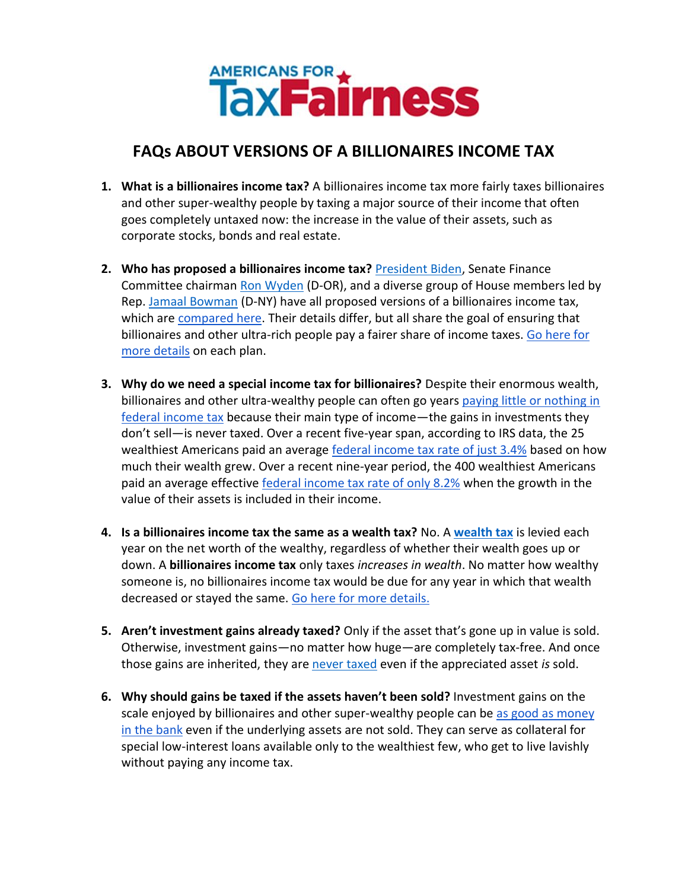AMERICANS FOR TaxFairness

# FAQs ABOUT VERSIONS OF A BILLIONAIRES INCOME TAX

1. **What is a billionaires income tax?** A billionaires income tax more fairly taxes billionaires and other super-wealthy people by taxing a major source of their income that often goes completely untaxed now: the increase in the value of their assets, such as corporate stocks, bonds and real estate.

2. **Who has proposed a billionaires income tax?** President Biden, Senate Finance Committee chairman Ron Wyden (D-OR), and a diverse group of House members led by Rep. Jamaal Bowman (D-NY) have all proposed versions of a billionaires income tax, which are compared here. Their details differ, but all share the goal of ensuring that billionaires and other ultra-rich people pay a fairer share of income taxes. Go here for more details on each plan.

3. **Why do we need a special income tax for billionaires?** Despite their enormous wealth, billionaires and other ultra-wealthy people can often go years paying little or nothing in federal income tax because their main type of income—the gains in investments they don't sell—is never taxed. Over a recent five-year span, according to IRS data, the 25 wealthiest Americans paid an average federal income tax rate of just 3.4% based on how much their wealth grew. Over a recent nine-year period, the 400 wealthiest Americans paid an average effective federal income tax rate of only 8.2% when the growth in the value of their assets is included in their income.

4. **Is a billionaires income tax the same as a wealth tax?** No. A **wealth tax** is levied each year on the net worth of the wealthy, regardless of whether their wealth goes up or down. A **billionaires income tax** only taxes *increases in wealth*. No matter how wealthy someone is, no billionaires income tax would be due for any year in which that wealth decreased or stayed the same. Go here for more details.

5. **Aren't investment gains already taxed?** Only if the asset that's gone up in value is sold. Otherwise, investment gains—no matter how huge—are completely tax-free. And once those gains are inherited, they are never taxed even if the appreciated asset *is* sold.

6. **Why should gains be taxed if the assets haven't been sold?** Investment gains on the scale enjoyed by billionaires and other super-wealthy people can be as good as money in the bank even if the underlying assets are not sold. They can serve as collateral for special low-interest loans available only to the wealthiest few, who get to live lavishly without paying any income tax.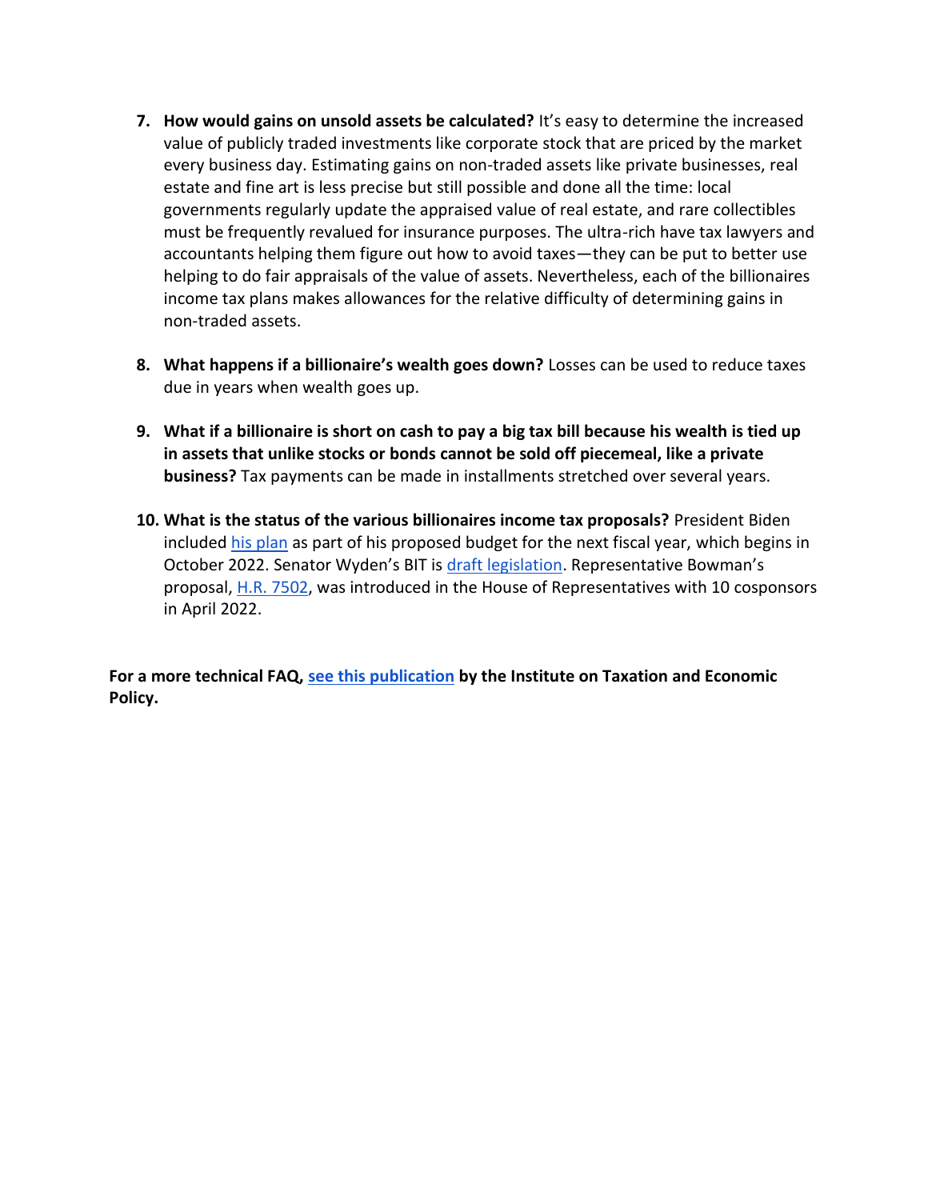7. **How would gains on unsold assets be calculated?** It's easy to determine the increased value of publicly traded investments like corporate stock that are priced by the market every business day. Estimating gains on non-traded assets like private businesses, real estate and fine art is less precise but still possible and done all the time: local governments regularly update the appraised value of real estate, and rare collectibles must be frequently revalued for insurance purposes. The ultra-rich have tax lawyers and accountants helping them figure out how to avoid taxes—they can be put to better use helping to do fair appraisals of the value of assets. Nevertheless, each of the billionaires income tax plans makes allowances for the relative difficulty of determining gains in non-traded assets.

8. **What happens if a billionaire's wealth goes down?** Losses can be used to reduce taxes due in years when wealth goes up.

9. **What if a billionaire is short on cash to pay a big tax bill because his wealth is tied up in assets that unlike stocks or bonds cannot be sold off piecemeal, like a private business?** Tax payments can be made in installments stretched over several years.

10. **What is the status of the various billionaires income tax proposals?** President Biden included his plan as part of his proposed budget for the next fiscal year, which begins in October 2022. Senator Wyden's BIT is draft legislation. Representative Bowman's proposal, H.R. 7502, was introduced in the House of Representatives with 10 cosponsors in April 2022.

**For a more technical FAQ, see this publication by the Institute on Taxation and Economic Policy.**